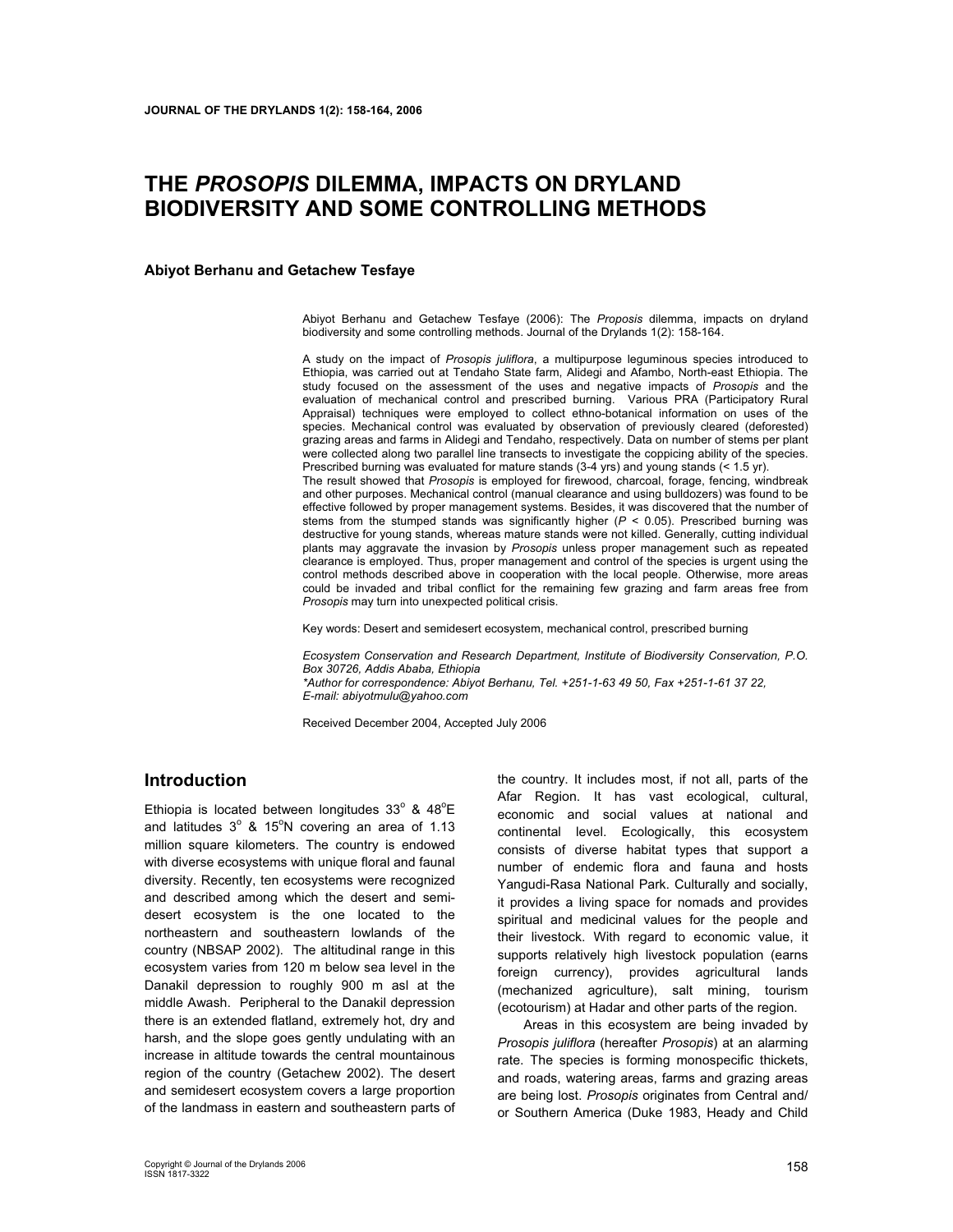# THE *PROSOPIS* DILEMMA, IMPACTS ON DRYLAND BIODIVERSITY AND SOME CONTROLLING METHODS

**Abiyot Berhanu and Getachew Tesfaye**

Abiyot Berhanu and Getachew Tesfaye (2006): The *Proposis* dilemma, impacts on dryland biodiversity and some controlling methods. Journal of the Drylands 1(2): 158-164.

A study on the impact of *Prosopis juliflora*, a multipurpose leguminous species introduced to Ethiopia, was carried out at Tendaho State farm, Alidegi and Afambo, North-east Ethiopia. The study focused on the assessment of the uses and negative impacts of *Prosopis* and the evaluation of mechanical control and prescribed burning. Various PRA (Participatory Rural Appraisal) techniques were employed to collect ethno-botanical information on uses of the species. Mechanical control was evaluated by observation of previously cleared (deforested) grazing areas and farms in Alidegi and Tendaho, respectively. Data on number of stems per plant were collected along two parallel line transects to investigate the coppicing ability of the species. Prescribed burning was evaluated for mature stands (3-4 yrs) and young stands (< 1.5 yr).

The result showed that *Prosopis* is employed for firewood, charcoal, forage, fencing, windbreak and other purposes. Mechanical control (manual clearance and using bulldozers) was found to be effective followed by proper management systems. Besides, it was discovered that the number of stems from the stumped stands was significantly higher ($P < 0.05$). Prescribed burning was destructive for young stands, whereas mature stands were not killed. Generally, cutting individual plants may aggravate the invasion by *Prosopis* unless proper management such as repeated clearance is employed. Thus, proper management and control of the species is urgent using the control methods described above in cooperation with the local people. Otherwise, more areas could be invaded and tribal conflict for the remaining few grazing and farm areas free from *Prosopis* may turn into unexpected political crisis.

Key words: Desert and semidesert ecosystem, mechanical control, prescribed burning

*Ecosystem Conservation and Research Department, Institute of Biodiversity Conservation, P.O. Box 30726, Addis Ababa, Ethiopia*
*\*Author for correspondence: Abiyot Berhanu, Tel. +251-1-63 49 50, Fax +251-1-61 37 22, E-mail: abiyotmulu@yahoo.com*

Received December 2004, Accepted July 2006

## Introduction

Ethiopia is located between longitudes 33° & 48°E and latitudes 3° & 15°N covering an area of 1.13 million square kilometers. The country is endowed with diverse ecosystems with unique floral and faunal diversity. Recently, ten ecosystems were recognized and described among which the desert and semi-desert ecosystem is the one located to the northeastern and southeastern lowlands of the country (NBSAP 2002). The altitudinal range in this ecosystem varies from 120 m below sea level in the Danakil depression to roughly 900 m asl at the middle Awash. Peripheral to the Danakil depression there is an extended flatland, extremely hot, dry and harsh, and the slope goes gently undulating with an increase in altitude towards the central mountainous region of the country (Getachew 2002). The desert and semidesert ecosystem covers a large proportion of the landmass in eastern and southeastern parts of the country. It includes most, if not all, parts of the Afar Region. It has vast ecological, cultural, economic and social values at national and continental level. Ecologically, this ecosystem consists of diverse habitat types that support a number of endemic flora and fauna and hosts Yangudi-Rasa National Park. Culturally and socially, it provides a living space for nomads and provides spiritual and medicinal values for the people and their livestock. With regard to economic value, it supports relatively high livestock population (earns foreign currency), provides agricultural lands (mechanized agriculture), salt mining, tourism (ecotourism) at Hadar and other parts of the region.

Areas in this ecosystem are being invaded by *Prosopis juliflora* (hereafter *Prosopis*) at an alarming rate. The species is forming monospecific thickets, and roads, watering areas, farms and grazing areas are being lost. *Prosopis* originates from Central and/ or Southern America (Duke 1983, Heady and Child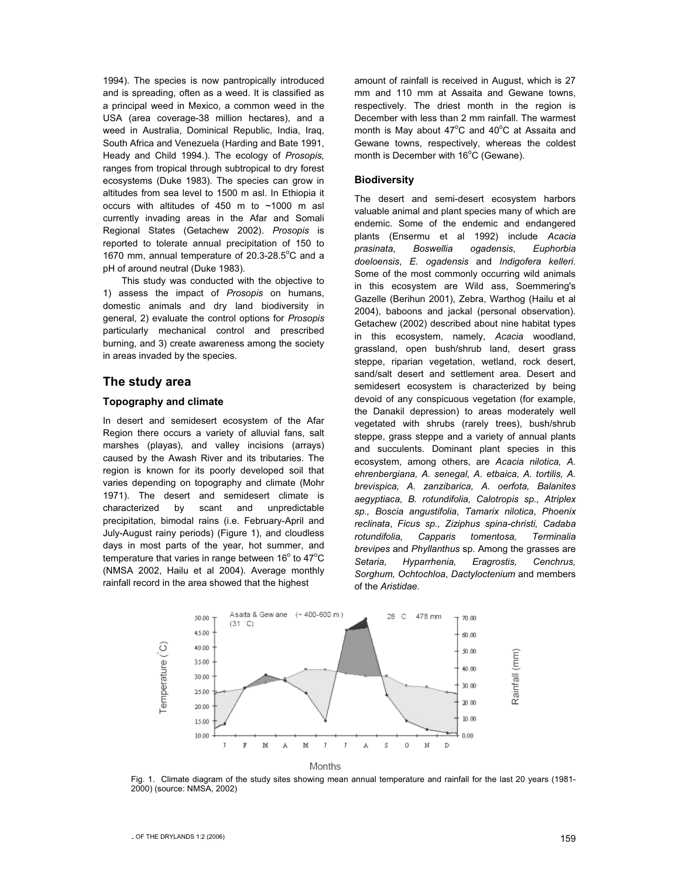1994). The species is now pantropically introduced and is spreading, often as a weed. It is classified as a principal weed in Mexico, a common weed in the USA (area coverage-38 million hectares), and a weed in Australia, Dominical Republic, India, Iraq, South Africa and Venezuela (Harding and Bate 1991, Heady and Child 1994.). The ecology of *Prosopis,* ranges from tropical through subtropical to dry forest ecosystems (Duke 1983). The species can grow in altitudes from sea level to 1500 m asl. In Ethiopia it occurs with altitudes of 450 m to ~1000 m asl currently invading areas in the Afar and Somali Regional States (Getachew 2002). *Prosopis* is reported to tolerate annual precipitation of 150 to 1670 mm, annual temperature of 20.3-28.5°C and a pH of around neutral (Duke 1983).

This study was conducted with the objective to 1) assess the impact of *Prosopis* on humans, domestic animals and dry land biodiversity in general, 2) evaluate the control options for *Prosopis* particularly mechanical control and prescribed burning, and 3) create awareness among the society in areas invaded by the species.

## The study area

### Topography and climate

In desert and semidesert ecosystem of the Afar Region there occurs a variety of alluvial fans, salt marshes (playas), and valley incisions (arrays) caused by the Awash River and its tributaries. The region is known for its poorly developed soil that varies depending on topography and climate (Mohr 1971). The desert and semidesert climate is characterized by scant and unpredictable precipitation, bimodal rains (i.e. February-April and July-August rainy periods) (Figure 1), and cloudless days in most parts of the year, hot summer, and temperature that varies in range between 16° to 47°C (NMSA 2002, Hailu et al 2004). Average monthly rainfall record in the area showed that the highest amount of rainfall is received in August, which is 27 mm and 110 mm at Assaita and Gewane towns, respectively. The driest month in the region is December with less than 2 mm rainfall. The warmest month is May about 47°C and 40°C at Assaita and Gewane towns, respectively, whereas the coldest month is December with 16°C (Gewane).

### Biodiversity

The desert and semi-desert ecosystem harbors valuable animal and plant species many of which are endemic. Some of the endemic and endangered plants (Ensermu et al 1992) include *Acacia prasinata*, *Boswellia ogadensis*, *Euphorbia doeloensis*, *E. ogadensis* and *Indigofera kelleri*. Some of the most commonly occurring wild animals in this ecosystem are Wild ass, Soemmering's Gazelle (Berihun 2001), Zebra, Warthog (Hailu et al 2004), baboons and jackal (personal observation). Getachew (2002) described about nine habitat types in this ecosystem, namely, *Acacia* woodland, grassland, open bush/shrub land, desert grass steppe, riparian vegetation, wetland, rock desert, sand/salt desert and settlement area. Desert and semidesert ecosystem is characterized by being devoid of any conspicuous vegetation (for example, the Danakil depression) to areas moderately well vegetated with shrubs (rarely trees), bush/shrub steppe, grass steppe and a variety of annual plants and succulents. Dominant plant species in this ecosystem, among others, are *Acacia nilotica, A. ehrenbergiana, A. senegal, A. etbaica, A. tortilis, A. brevispica, A. zanzibarica*, *A. oerfota, Balanites aegyptiaca, B. rotundifolia, Calotropis sp., Atriplex sp., Boscia angustifolia*, *Tamarix nilotica*, *Phoenix reclinata*, *Ficus sp., Ziziphus spina-christi, Cadaba rotundifolia, Capparis tomentosa, Terminalia brevipes* and *Phyllanthus* sp. Among the grasses are *Setaria, Hyparrhenia, Eragrostis, Cenchrus, Sorghum, Ochtochloa*, *Dactyloctenium* and members of the *Aristidae.*

Fig. 1. Climate diagram of the study sites showing mean annual temperature and rainfall for the last 20 years (1981-2000) (source: NMSA, 2002)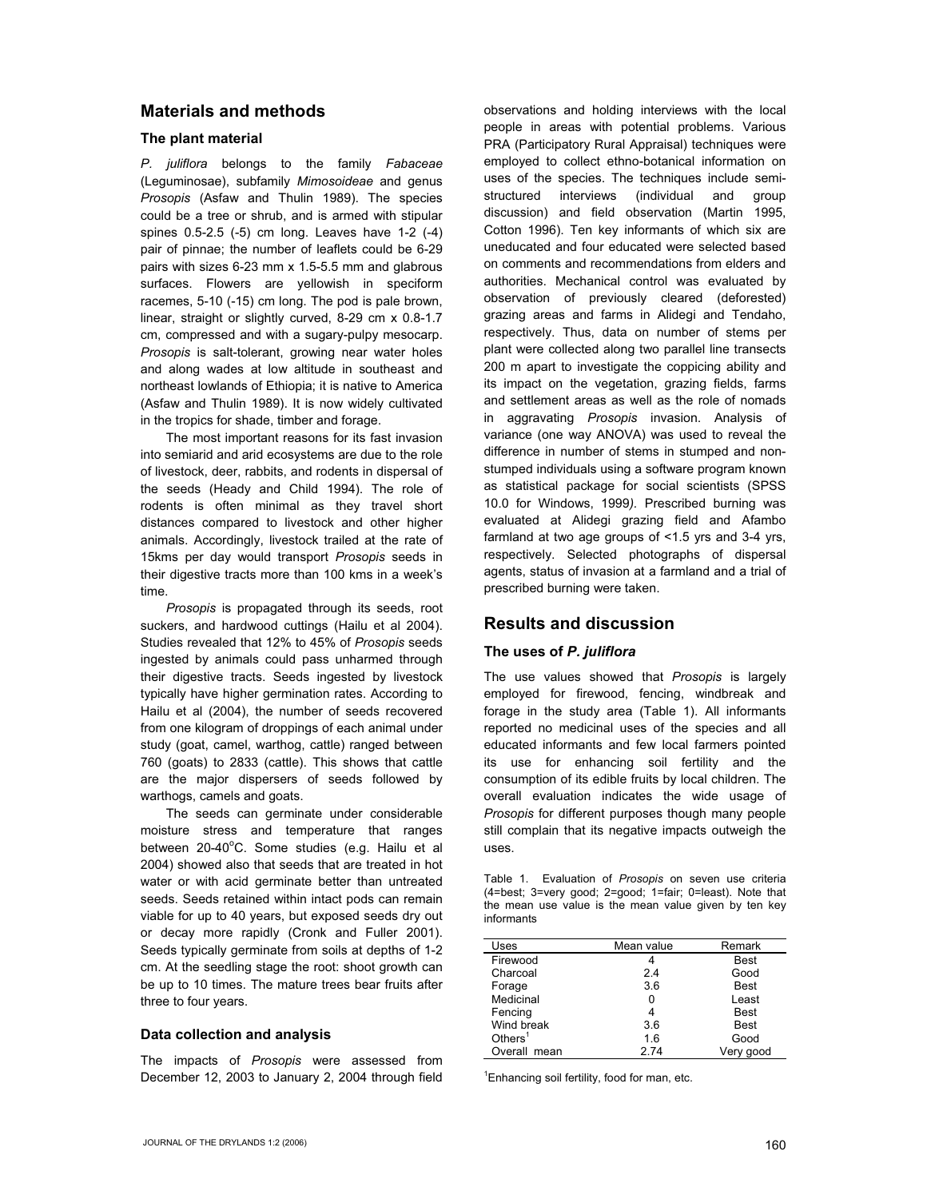## Materials and methods

### The plant material

*P. juliflora* belongs to the family *Fabaceae* (Leguminosae), subfamily *Mimosoideae* and genus *Prosopis* (Asfaw and Thulin 1989). The species could be a tree or shrub, and is armed with stipular spines 0.5-2.5 (-5) cm long. Leaves have 1-2 (-4) pair of pinnae; the number of leaflets could be 6-29 pairs with sizes 6-23 mm x 1.5-5.5 mm and glabrous surfaces. Flowers are yellowish in speciform racemes, 5-10 (-15) cm long. The pod is pale brown, linear, straight or slightly curved, 8-29 cm x 0.8-1.7 cm, compressed and with a sugary-pulpy mesocarp. *Prosopis* is salt-tolerant, growing near water holes and along wades at low altitude in southeast and northeast lowlands of Ethiopia; it is native to America (Asfaw and Thulin 1989). It is now widely cultivated in the tropics for shade, timber and forage.

The most important reasons for its fast invasion into semiarid and arid ecosystems are due to the role of livestock, deer, rabbits, and rodents in dispersal of the seeds (Heady and Child 1994). The role of rodents is often minimal as they travel short distances compared to livestock and other higher animals. Accordingly, livestock trailed at the rate of 15kms per day would transport *Prosopis* seeds in their digestive tracts more than 100 kms in a week's time.

*Prosopis* is propagated through its seeds, root suckers, and hardwood cuttings (Hailu et al 2004). Studies revealed that 12% to 45% of *Prosopis* seeds ingested by animals could pass unharmed through their digestive tracts. Seeds ingested by livestock typically have higher germination rates. According to Hailu et al (2004), the number of seeds recovered from one kilogram of droppings of each animal under study (goat, camel, warthog, cattle) ranged between 760 (goats) to 2833 (cattle). This shows that cattle are the major dispersers of seeds followed by warthogs, camels and goats.

The seeds can germinate under considerable moisture stress and temperature that ranges between 20-40°C. Some studies (e.g. Hailu et al 2004) showed also that seeds that are treated in hot water or with acid germinate better than untreated seeds. Seeds retained within intact pods can remain viable for up to 40 years, but exposed seeds dry out or decay more rapidly (Cronk and Fuller 2001). Seeds typically germinate from soils at depths of 1-2 cm. At the seedling stage the root: shoot growth can be up to 10 times. The mature trees bear fruits after three to four years.

### Data collection and analysis

The impacts of *Prosopis* were assessed from December 12, 2003 to January 2, 2004 through field observations and holding interviews with the local people in areas with potential problems. Various PRA (Participatory Rural Appraisal) techniques were employed to collect ethno-botanical information on uses of the species. The techniques include semi-structured interviews (individual and group discussion) and field observation (Martin 1995, Cotton 1996). Ten key informants of which six are uneducated and four educated were selected based on comments and recommendations from elders and authorities. Mechanical control was evaluated by observation of previously cleared (deforested) grazing areas and farms in Alidegi and Tendaho, respectively. Thus, data on number of stems per plant were collected along two parallel line transects 200 m apart to investigate the coppicing ability and its impact on the vegetation, grazing fields, farms and settlement areas as well as the role of nomads in aggravating *Prosopis* invasion. Analysis of variance (one way ANOVA) was used to reveal the difference in number of stems in stumped and non-stumped individuals using a software program known as statistical package for social scientists (SPSS 10.0 for Windows, 1999*)*. Prescribed burning was evaluated at Alidegi grazing field and Afambo farmland at two age groups of <1.5 yrs and 3-4 yrs, respectively. Selected photographs of dispersal agents, status of invasion at a farmland and a trial of prescribed burning were taken.

## Results and discussion

### The uses of *P. juliflora*

The use values showed that *Prosopis* is largely employed for firewood, fencing, windbreak and forage in the study area (Table 1). All informants reported no medicinal uses of the species and all educated informants and few local farmers pointed its use for enhancing soil fertility and the consumption of its edible fruits by local children. The overall evaluation indicates the wide usage of *Prosopis* for different purposes though many people still complain that its negative impacts outweigh the uses.

Table 1. Evaluation of *Prosopis* on seven use criteria (4=best; 3=very good; 2=good; 1=fair; 0=least). Note that the mean use value is the mean value given by ten key informants

| Uses | Mean value | Remark |
|---|---|---|
| Firewood | 4 | Best |
| Charcoal | 2.4 | Good |
| Forage | 3.6 | Best |
| Medicinal | 0 | Least |
| Fencing | 4 | Best |
| Wind break | 3.6 | Best |
| Others[1] | 1.6 | Good |
| Overall mean | 2.74 | Very good |

[1]Enhancing soil fertility, food for man, etc.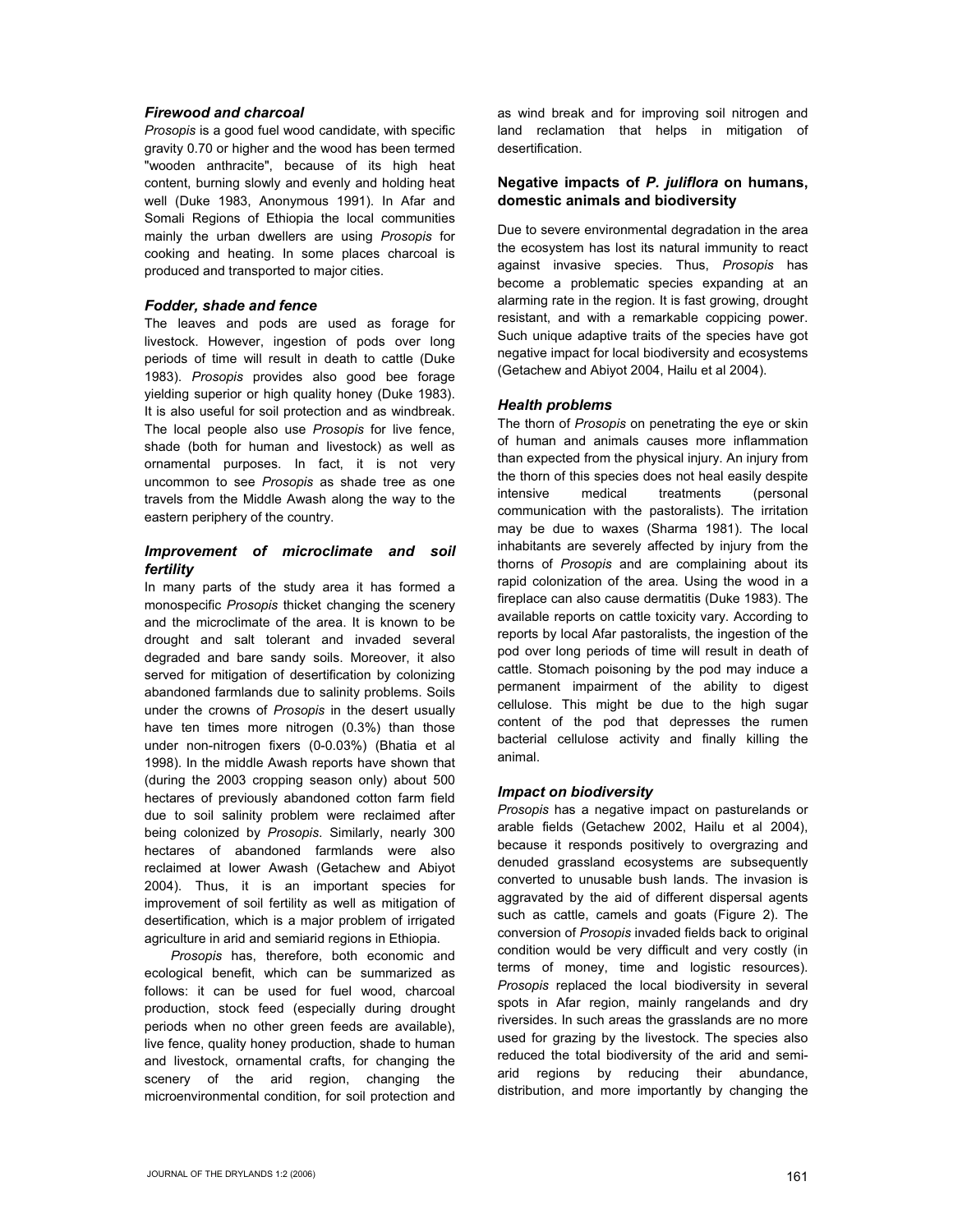### *Firewood and charcoal*

*Prosopis* is a good fuel wood candidate, with specific gravity 0.70 or higher and the wood has been termed "wooden anthracite", because of its high heat content, burning slowly and evenly and holding heat well (Duke 1983, Anonymous 1991). In Afar and Somali Regions of Ethiopia the local communities mainly the urban dwellers are using *Prosopis* for cooking and heating. In some places charcoal is produced and transported to major cities.

### *Fodder, shade and fence*

The leaves and pods are used as forage for livestock. However, ingestion of pods over long periods of time will result in death to cattle (Duke 1983). *Prosopis* provides also good bee forage yielding superior or high quality honey (Duke 1983). It is also useful for soil protection and as windbreak. The local people also use *Prosopis* for live fence, shade (both for human and livestock) as well as ornamental purposes. In fact, it is not very uncommon to see *Prosopis* as shade tree as one travels from the Middle Awash along the way to the eastern periphery of the country.

### *Improvement of microclimate and soil fertility*

In many parts of the study area it has formed a monospecific *Prosopis* thicket changing the scenery and the microclimate of the area. It is known to be drought and salt tolerant and invaded several degraded and bare sandy soils. Moreover, it also served for mitigation of desertification by colonizing abandoned farmlands due to salinity problems. Soils under the crowns of *Prosopis* in the desert usually have ten times more nitrogen (0.3%) than those under non-nitrogen fixers (0-0.03%) (Bhatia et al 1998). In the middle Awash reports have shown that (during the 2003 cropping season only) about 500 hectares of previously abandoned cotton farm field due to soil salinity problem were reclaimed after being colonized by *Prosopis*. Similarly, nearly 300 hectares of abandoned farmlands were also reclaimed at lower Awash (Getachew and Abiyot 2004). Thus, it is an important species for improvement of soil fertility as well as mitigation of desertification, which is a major problem of irrigated agriculture in arid and semiarid regions in Ethiopia.

*Prosopis* has, therefore, both economic and ecological benefit, which can be summarized as follows: it can be used for fuel wood, charcoal production, stock feed (especially during drought periods when no other green feeds are available), live fence, quality honey production, shade to human and livestock, ornamental crafts, for changing the scenery of the arid region, changing the microenvironmental condition, for soil protection and as wind break and for improving soil nitrogen and land reclamation that helps in mitigation of desertification.

## Negative impacts of *P. juliflora* on humans, domestic animals and biodiversity

Due to severe environmental degradation in the area the ecosystem has lost its natural immunity to react against invasive species. Thus, *Prosopis* has become a problematic species expanding at an alarming rate in the region. It is fast growing, drought resistant, and with a remarkable coppicing power. Such unique adaptive traits of the species have got negative impact for local biodiversity and ecosystems (Getachew and Abiyot 2004, Hailu et al 2004).

### *Health problems*

The thorn of *Prosopis* on penetrating the eye or skin of human and animals causes more inflammation than expected from the physical injury. An injury from the thorn of this species does not heal easily despite intensive medical treatments (personal communication with the pastoralists). The irritation may be due to waxes (Sharma 1981). The local inhabitants are severely affected by injury from the thorns of *Prosopis* and are complaining about its rapid colonization of the area. Using the wood in a fireplace can also cause dermatitis (Duke 1983). The available reports on cattle toxicity vary. According to reports by local Afar pastoralists, the ingestion of the pod over long periods of time will result in death of cattle. Stomach poisoning by the pod may induce a permanent impairment of the ability to digest cellulose. This might be due to the high sugar content of the pod that depresses the rumen bacterial cellulose activity and finally killing the animal.

### *Impact on biodiversity*

*Prosopis* has a negative impact on pasturelands or arable fields (Getachew 2002, Hailu et al 2004), because it responds positively to overgrazing and denuded grassland ecosystems are subsequently converted to unusable bush lands. The invasion is aggravated by the aid of different dispersal agents such as cattle, camels and goats (Figure 2). The conversion of *Prosopis* invaded fields back to original condition would be very difficult and very costly (in terms of money, time and logistic resources). *Prosopis* replaced the local biodiversity in several spots in Afar region, mainly rangelands and dry riversides. In such areas the grasslands are no more used for grazing by the livestock. The species also reduced the total biodiversity of the arid and semi-arid regions by reducing their abundance, distribution, and more importantly by changing the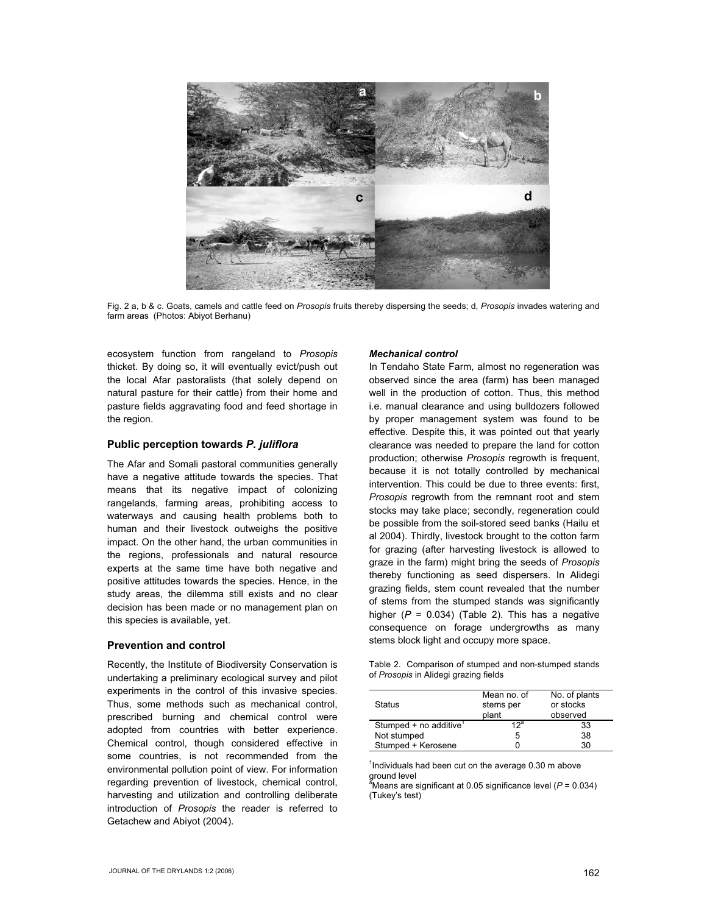Fig. 2 a, b & c. Goats, camels and cattle feed on *Prosopis* fruits thereby dispersing the seeds; d, *Prosopis* invades watering and farm areas (Photos: Abiyot Berhanu)

ecosystem function from rangeland to *Prosopis* thicket. By doing so, it will eventually evict/push out the local Afar pastoralists (that solely depend on natural pasture for their cattle) from their home and pasture fields aggravating food and feed shortage in the region.

## Public perception towards *P. juliflora*

The Afar and Somali pastoral communities generally have a negative attitude towards the species. That means that its negative impact of colonizing rangelands, farming areas, prohibiting access to waterways and causing health problems both to human and their livestock outweighs the positive impact. On the other hand, the urban communities in the regions, professionals and natural resource experts at the same time have both negative and positive attitudes towards the species. Hence, in the study areas, the dilemma still exists and no clear decision has been made or no management plan on this species is available, yet.

## Prevention and control

Recently, the Institute of Biodiversity Conservation is undertaking a preliminary ecological survey and pilot experiments in the control of this invasive species. Thus, some methods such as mechanical control, prescribed burning and chemical control were adopted from countries with better experience. Chemical control, though considered effective in some countries, is not recommended from the environmental pollution point of view. For information regarding prevention of livestock, chemical control, harvesting and utilization and controlling deliberate introduction of *Prosopis* the reader is referred to Getachew and Abiyot (2004).

### *Mechanical control*

In Tendaho State Farm, almost no regeneration was observed since the area (farm) has been managed well in the production of cotton. Thus, this method i.e. manual clearance and using bulldozers followed by proper management system was found to be effective. Despite this, it was pointed out that yearly clearance was needed to prepare the land for cotton production; otherwise *Prosopis* regrowth is frequent, because it is not totally controlled by mechanical intervention. This could be due to three events: first, *Prosopis* regrowth from the remnant root and stem stocks may take place; secondly, regeneration could be possible from the soil-stored seed banks (Hailu et al 2004). Thirdly, livestock brought to the cotton farm for grazing (after harvesting livestock is allowed to graze in the farm) might bring the seeds of *Prosopis* thereby functioning as seed dispersers. In Alidegi grazing fields, stem count revealed that the number of stems from the stumped stands was significantly higher ($P = 0.034$) (Table 2). This has a negative consequence on forage undergrowths as many stems block light and occupy more space.

Table 2. Comparison of stumped and non-stumped stands of *Prosopis* in Alidegi grazing fields

| Status | Mean no. of stems per plant | No. of plants or stocks observed |
|---|---|---|
| Stumped + no additive[1] | 12[a] | 33 |
| Not stumped | 5 | 38 |
| Stumped + Kerosene | 0 | 30 |

[1]Individuals had been cut on the average 0.30 m above ground level
[a]Means are significant at 0.05 significance level ($P = 0.034$) (Tukey's test)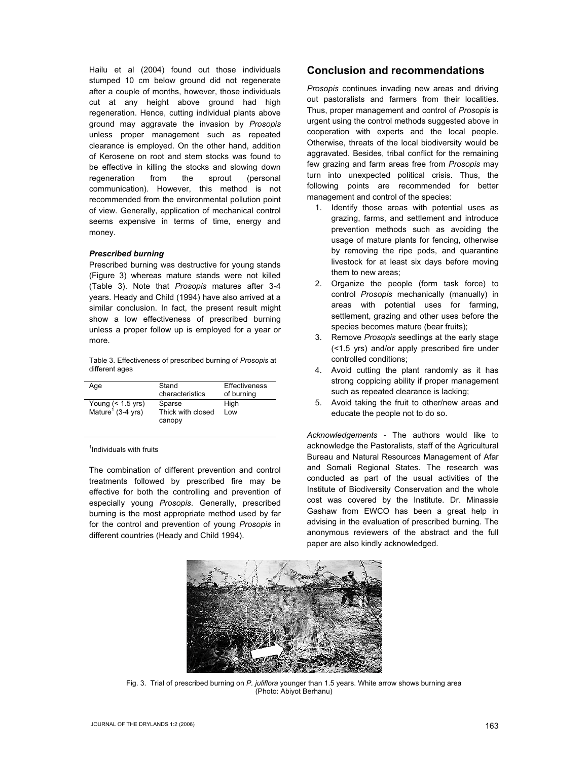Hailu et al (2004) found out those individuals stumped 10 cm below ground did not regenerate after a couple of months, however, those individuals cut at any height above ground had high regeneration. Hence, cutting individual plants above ground may aggravate the invasion by *Prosopis* unless proper management such as repeated clearance is employed. On the other hand, addition of Kerosene on root and stem stocks was found to be effective in killing the stocks and slowing down regeneration from the sprout (personal communication). However, this method is not recommended from the environmental pollution point of view. Generally, application of mechanical control seems expensive in terms of time, energy and money.

#### *Prescribed burning*

Prescribed burning was destructive for young stands (Figure 3) whereas mature stands were not killed (Table 3). Note that *Prosopis* matures after 3-4 years. Heady and Child (1994) have also arrived at a similar conclusion. In fact, the present result might show a low effectiveness of prescribed burning unless a proper follow up is employed for a year or more.

Table 3. Effectiveness of prescribed burning of *Prosopis* at different ages

| Age | Stand characteristics | Effectiveness of burning |
|---|---|---|
| Young (< 1.5 yrs) | Sparse | High |
| Mature[1] (3-4 yrs) | Thick with closed canopy | Low |

[1]Individuals with fruits

The combination of different prevention and control treatments followed by prescribed fire may be effective for both the controlling and prevention of especially young *Prosopis*. Generally, prescribed burning is the most appropriate method used by far for the control and prevention of young *Prosopis* in different countries (Heady and Child 1994).

## Conclusion and recommendations

*Prosopis* continues invading new areas and driving out pastoralists and farmers from their localities. Thus, proper management and control of *Prosopis* is urgent using the control methods suggested above in cooperation with experts and the local people. Otherwise, threats of the local biodiversity would be aggravated. Besides, tribal conflict for the remaining few grazing and farm areas free from *Prosopis* may turn into unexpected political crisis. Thus, the following points are recommended for better management and control of the species:

1. Identify those areas with potential uses as grazing, farms, and settlement and introduce prevention methods such as avoiding the usage of mature plants for fencing, otherwise by removing the ripe pods, and quarantine livestock for at least six days before moving them to new areas;
2. Organize the people (form task force) to control *Prosopis* mechanically (manually) in areas with potential uses for farming, settlement, grazing and other uses before the species becomes mature (bear fruits);
3. Remove *Prosopis* seedlings at the early stage (<1.5 yrs) and/or apply prescribed fire under controlled conditions;
4. Avoid cutting the plant randomly as it has strong coppicing ability if proper management such as repeated clearance is lacking;
5. Avoid taking the fruit to other/new areas and educate the people not to do so.

*Acknowledgements* - The authors would like to acknowledge the Pastoralists, staff of the Agricultural Bureau and Natural Resources Management of Afar and Somali Regional States. The research was conducted as part of the usual activities of the Institute of Biodiversity Conservation and the whole cost was covered by the Institute. Dr. Minassie Gashaw from EWCO has been a great help in advising in the evaluation of prescribed burning. The anonymous reviewers of the abstract and the full paper are also kindly acknowledged.

Fig. 3. Trial of prescribed burning on *P. juliflora* younger than 1.5 years. White arrow shows burning area (Photo: Abiyot Berhanu)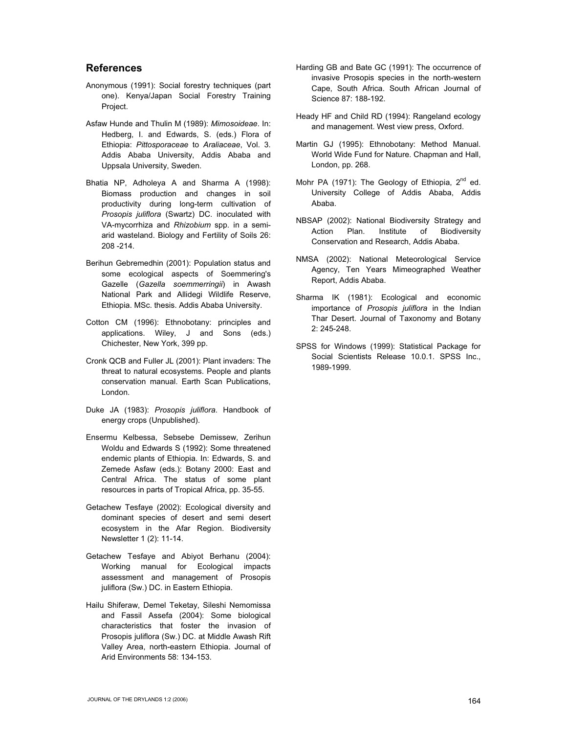## References

Anonymous (1991): Social forestry techniques (part one). Kenya/Japan Social Forestry Training Project.

Asfaw Hunde and Thulin M (1989): *Mimosoideae*. In: Hedberg, I. and Edwards, S. (eds.) Flora of Ethiopia: *Pittosporaceae* to *Araliaceae*, Vol. 3. Addis Ababa University, Addis Ababa and Uppsala University, Sweden.

Bhatia NP, Adholeya A and Sharma A (1998): Biomass production and changes in soil productivity during long-term cultivation of *Prosopis juliflora* (Swartz) DC. inoculated with VA-mycorrhiza and *Rhizobium* spp. in a semi-arid wasteland. Biology and Fertility of Soils 26: 208 -214.

Berihun Gebremedhin (2001): Population status and some ecological aspects of Soemmering's Gazelle (*Gazella soemmerringii*) in Awash National Park and Allidegi Wildlife Reserve, Ethiopia. MSc. thesis. Addis Ababa University.

Cotton CM (1996): Ethnobotany: principles and applications. Wiley, J and Sons (eds.) Chichester, New York, 399 pp.

Cronk QCB and Fuller JL (2001): Plant invaders: The threat to natural ecosystems. People and plants conservation manual. Earth Scan Publications, London.

Duke JA (1983): *Prosopis juliflora*. Handbook of energy crops (Unpublished).

Ensermu Kelbessa, Sebsebe Demissew, Zerihun Woldu and Edwards S (1992): Some threatened endemic plants of Ethiopia. In: Edwards, S. and Zemede Asfaw (eds.): Botany 2000: East and Central Africa. The status of some plant resources in parts of Tropical Africa, pp. 35-55.

Getachew Tesfaye (2002): Ecological diversity and dominant species of desert and semi desert ecosystem in the Afar Region. Biodiversity Newsletter 1 (2): 11-14.

Getachew Tesfaye and Abiyot Berhanu (2004): Working manual for Ecological impacts assessment and management of Prosopis juliflora (Sw.) DC. in Eastern Ethiopia.

Hailu Shiferaw, Demel Teketay, Sileshi Nemomissa and Fassil Assefa (2004): Some biological characteristics that foster the invasion of Prosopis juliflora (Sw.) DC. at Middle Awash Rift Valley Area, north-eastern Ethiopia. Journal of Arid Environments 58: 134-153.

Harding GB and Bate GC (1991): The occurrence of invasive Prosopis species in the north-western Cape, South Africa. South African Journal of Science 87: 188-192.

Heady HF and Child RD (1994): Rangeland ecology and management. West view press, Oxford.

Martin GJ (1995): Ethnobotany: Method Manual. World Wide Fund for Nature. Chapman and Hall, London, pp. 268.

Mohr PA (1971): The Geology of Ethiopia, 2nd ed. University College of Addis Ababa, Addis Ababa.

NBSAP (2002): National Biodiversity Strategy and Action Plan. Institute of Biodiversity Conservation and Research, Addis Ababa.

NMSA (2002): National Meteorological Service Agency, Ten Years Mimeographed Weather Report, Addis Ababa.

Sharma IK (1981): Ecological and economic importance of *Prosopis juliflora* in the Indian Thar Desert. Journal of Taxonomy and Botany 2: 245-248.

SPSS for Windows (1999): Statistical Package for Social Scientists Release 10.0.1. SPSS Inc., 1989-1999.